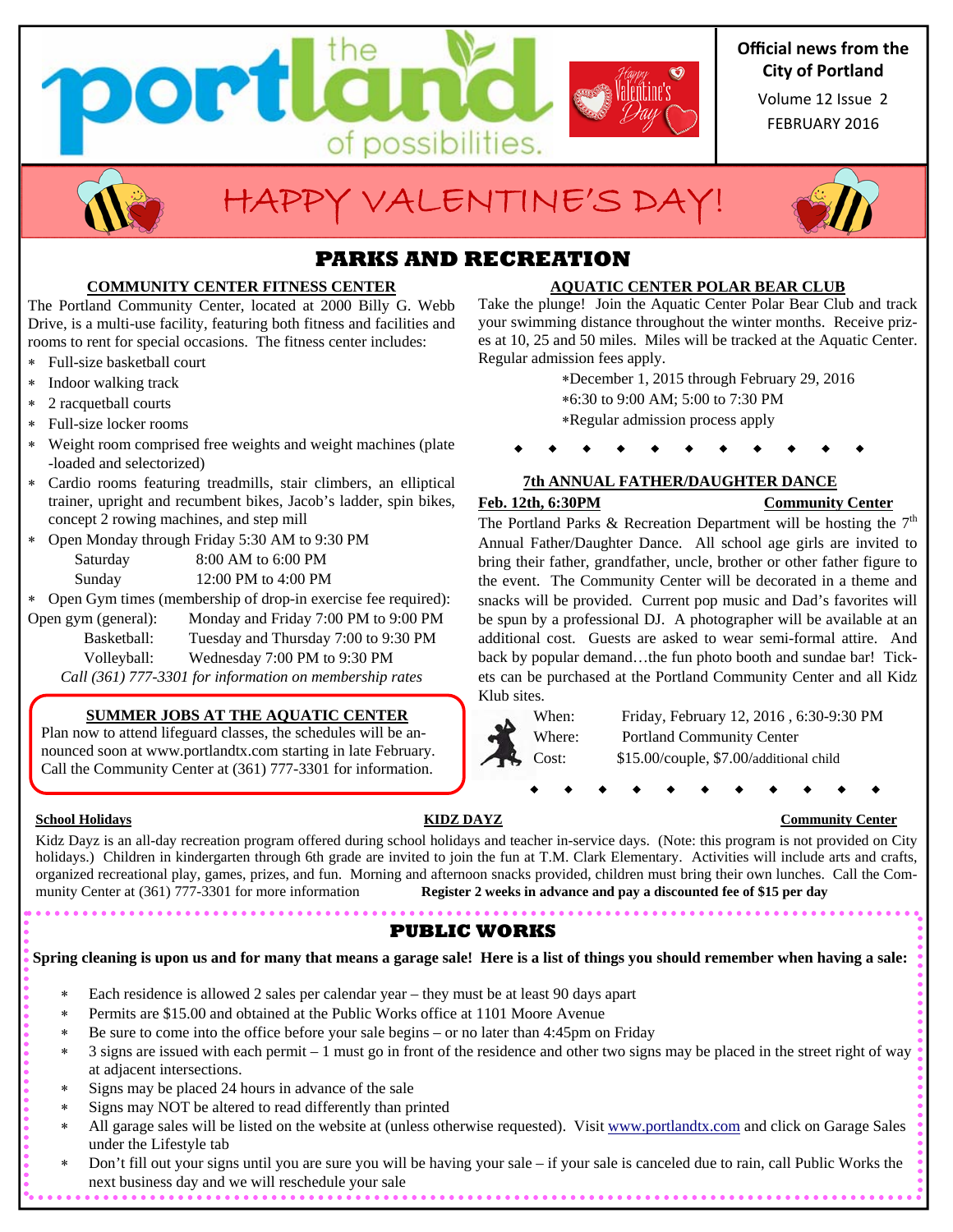# the portland of possibilities.

**Official news from the City of Portland**

Volume 12 Issue 2

FEBRUARY 2016

# HAPPY VALENTINE'S DAY!

## PARKS AND RECREATION

### COMMUNITY CENTER FITNESS CENTER

The Portland Community Center, located at 2000 Billy G. Webb Drive, is a multi-use facility, featuring both fitness and facilities and rooms to rent for special occasions. The fitness center includes:

- Full-size basketball court
- Indoor walking track
- 2 racquetball courts
- Full-size locker rooms
- Weight room comprised free weights and weight machines (plate-loaded and selectorized)
- Cardio rooms featuring treadmills, stair climbers, an elliptical trainer, upright and recumbent bikes, Jacob's ladder, spin bikes, concept 2 rowing machines, and step mill
- Open Monday through Friday 5:30 AM to 9:30 PM
  - Saturday 8:00 AM to 6:00 PM
  - Sunday 12:00 PM to 4:00 PM
- Open Gym times (membership of drop-in exercise fee required):

Open gym (general): Monday and Friday 7:00 PM to 9:00 PM
Basketball: Tuesday and Thursday 7:00 to 9:30 PM
Volleyball: Wednesday 7:00 PM to 9:30 PM

*Call (361) 777-3301 for information on membership rates*

### SUMMER JOBS AT THE AQUATIC CENTER

Plan now to attend lifeguard classes, the schedules will be announced soon at www.portlandtx.com starting in late February. Call the Community Center at (361) 777-3301 for information.

### AQUATIC CENTER POLAR BEAR CLUB

Take the plunge! Join the Aquatic Center Polar Bear Club and track your swimming distance throughout the winter months. Receive prizes at 10, 25 and 50 miles. Miles will be tracked at the Aquatic Center. Regular admission fees apply.

- December 1, 2015 through February 29, 2016
- 6:30 to 9:00 AM; 5:00 to 7:30 PM
- Regular admission process apply

### 7th ANNUAL FATHER/DAUGHTER DANCE

**Feb. 12th, 6:30PM** **Community Center**

The Portland Parks & Recreation Department will be hosting the 7th Annual Father/Daughter Dance. All school age girls are invited to bring their father, grandfather, uncle, brother or other father figure to the event. The Community Center will be decorated in a theme and snacks will be provided. Current pop music and Dad's favorites will be spun by a professional DJ. A photographer will be available at an additional cost. Guests are asked to wear semi-formal attire. And back by popular demand…the fun photo booth and sundae bar! Tickets can be purchased at the Portland Community Center and all Kidz Klub sites.

When: Friday, February 12, 2016 , 6:30-9:30 PM
Where: Portland Community Center
Cost: $15.00/couple, $7.00/additional child

### KIDZ DAYZ

**School Holidays** **Community Center**

Kidz Dayz is an all-day recreation program offered during school holidays and teacher in-service days. (Note: this program is not provided on City holidays.) Children in kindergarten through 6th grade are invited to join the fun at T.M. Clark Elementary. Activities will include arts and crafts, organized recreational play, games, prizes, and fun. Morning and afternoon snacks provided, children must bring their own lunches. Call the Community Center at (361) 777-3301 for more information **Register 2 weeks in advance and pay a discounted fee of $15 per day**

## PUBLIC WORKS

**Spring cleaning is upon us and for many that means a garage sale! Here is a list of things you should remember when having a sale:**

- Each residence is allowed 2 sales per calendar year – they must be at least 90 days apart
- Permits are $15.00 and obtained at the Public Works office at 1101 Moore Avenue
- Be sure to come into the office before your sale begins – or no later than 4:45pm on Friday
- 3 signs are issued with each permit – 1 must go in front of the residence and other two signs may be placed in the street right of way at adjacent intersections.
- Signs may be placed 24 hours in advance of the sale
- Signs may NOT be altered to read differently than printed
- All garage sales will be listed on the website at (unless otherwise requested). Visit www.portlandtx.com and click on Garage Sales under the Lifestyle tab
- Don't fill out your signs until you are sure you will be having your sale – if your sale is canceled due to rain, call Public Works the next business day and we will reschedule your sale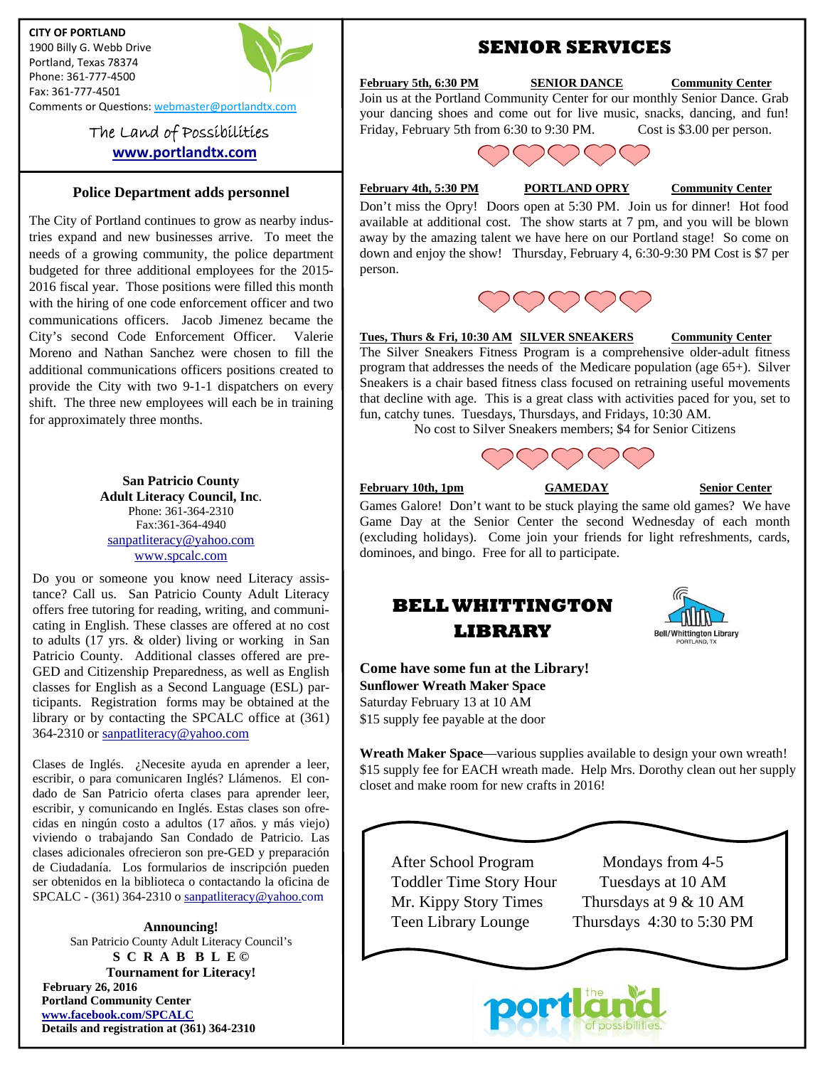**CITY OF PORTLAND**
1900 Billy G. Webb Drive
Portland, Texas 78374
Phone: 361-777-4500
Fax: 361-777-4501
Comments or Questions: webmaster@portlandtx.com

The Land of Possibilities
**www.portlandtx.com**

### Police Department adds personnel

The City of Portland continues to grow as nearby industries expand and new businesses arrive. To meet the needs of a growing community, the police department budgeted for three additional employees for the 2015-2016 fiscal year. Those positions were filled this month with the hiring of one code enforcement officer and two communications officers. Jacob Jimenez became the City's second Code Enforcement Officer. Valerie Moreno and Nathan Sanchez were chosen to fill the additional communications officers positions created to provide the City with two 9-1-1 dispatchers on every shift. The three new employees will each be in training for approximately three months.

**San Patricio County**
**Adult Literacy Council, Inc.**
Phone: 361-364-2310
Fax:361-364-4940
sanpatliteracy@yahoo.com
www.spcalc.com

Do you or someone you know need Literacy assistance? Call us. San Patricio County Adult Literacy offers free tutoring for reading, writing, and communicating in English. These classes are offered at no cost to adults (17 yrs. & older) living or working in San Patricio County. Additional classes offered are pre-GED and Citizenship Preparedness, as well as English classes for English as a Second Language (ESL) participants. Registration forms may be obtained at the library or by contacting the SPCALC office at (361) 364-2310 or sanpatliteracy@yahoo.com

Clases de Inglés. ¿Necesite ayuda en aprender a leer, escribir, o para comunicaren Inglés? Llámenos. El condado de San Patricio oferta clases para aprender leer, escribir, y comunicando en Inglés. Estas clases son ofrecidas en ningún costo a adultos (17 años. y más viejo) viviendo o trabajando San Condado de Patricio. Las clases adicionales ofrecieron son pre-GED y preparación de Ciudadanía. Los formularios de inscripción pueden ser obtenidos en la biblioteca o contactando la oficina de SPCALC - (361) 364-2310 o sanpatliteracy@yahoo.com

**Announcing!**
San Patricio County Adult Literacy Council's
**S C R A B B L E©**
**Tournament for Literacy!**
**February 26, 2016**
**Portland Community Center**
**www.facebook.com/SPCALC**
**Details and registration at (361) 364-2310**

## SENIOR SERVICES

**February 5th, 6:30 PM** — **SENIOR DANCE** — **Community Center**

Join us at the Portland Community Center for our monthly Senior Dance. Grab your dancing shoes and come out for live music, snacks, dancing, and fun! Friday, February 5th from 6:30 to 9:30 PM. Cost is $3.00 per person.

**February 4th, 5:30 PM** — **PORTLAND OPRY** — **Community Center**

Don't miss the Opry! Doors open at 5:30 PM. Join us for dinner! Hot food available at additional cost. The show starts at 7 pm, and you will be blown away by the amazing talent we have here on our Portland stage! So come on down and enjoy the show! Thursday, February 4, 6:30-9:30 PM Cost is $7 per person.

**Tues, Thurs & Fri, 10:30 AM** — **SILVER SNEAKERS** — **Community Center**

The Silver Sneakers Fitness Program is a comprehensive older-adult fitness program that addresses the needs of the Medicare population (age 65+). Silver Sneakers is a chair based fitness class focused on retraining useful movements that decline with age. This is a great class with activities paced for you, set to fun, catchy tunes. Tuesdays, Thursdays, and Fridays, 10:30 AM.
No cost to Silver Sneakers members; $4 for Senior Citizens

**February 10th, 1pm** — **GAMEDAY** — **Senior Center**

Games Galore! Don't want to be stuck playing the same old games? We have Game Day at the Senior Center the second Wednesday of each month (excluding holidays). Come join your friends for light refreshments, cards, dominoes, and bingo. Free for all to participate.

## BELL WHITTINGTON LIBRARY

Bell/Whittington Library
PORTLAND, TX

**Come have some fun at the Library!**
**Sunflower Wreath Maker Space**
Saturday February 13 at 10 AM
$15 supply fee payable at the door

**Wreath Maker Space**—various supplies available to design your own wreath! $15 supply fee for EACH wreath made. Help Mrs. Dorothy clean out her supply closet and make room for new crafts in 2016!

| | |
|---|---|
| After School Program | Mondays from 4-5 |
| Toddler Time Story Hour | Tuesdays at 10 AM |
| Mr. Kippy Story Times | Thursdays at 9 & 10 AM |
| Teen Library Lounge | Thursdays 4:30 to 5:30 PM |

the portland of possibilities.